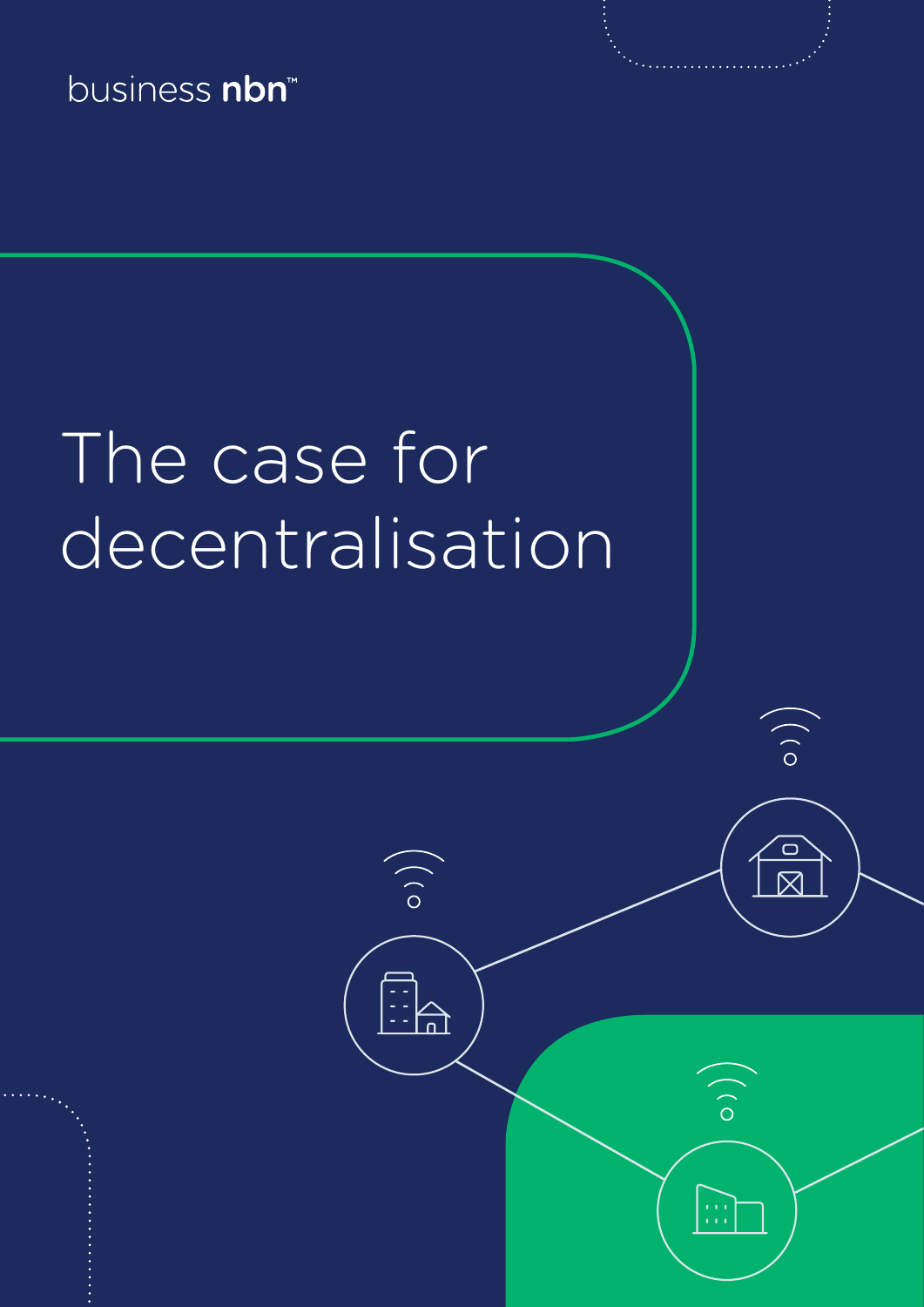business nbn™

# The case for decentralisation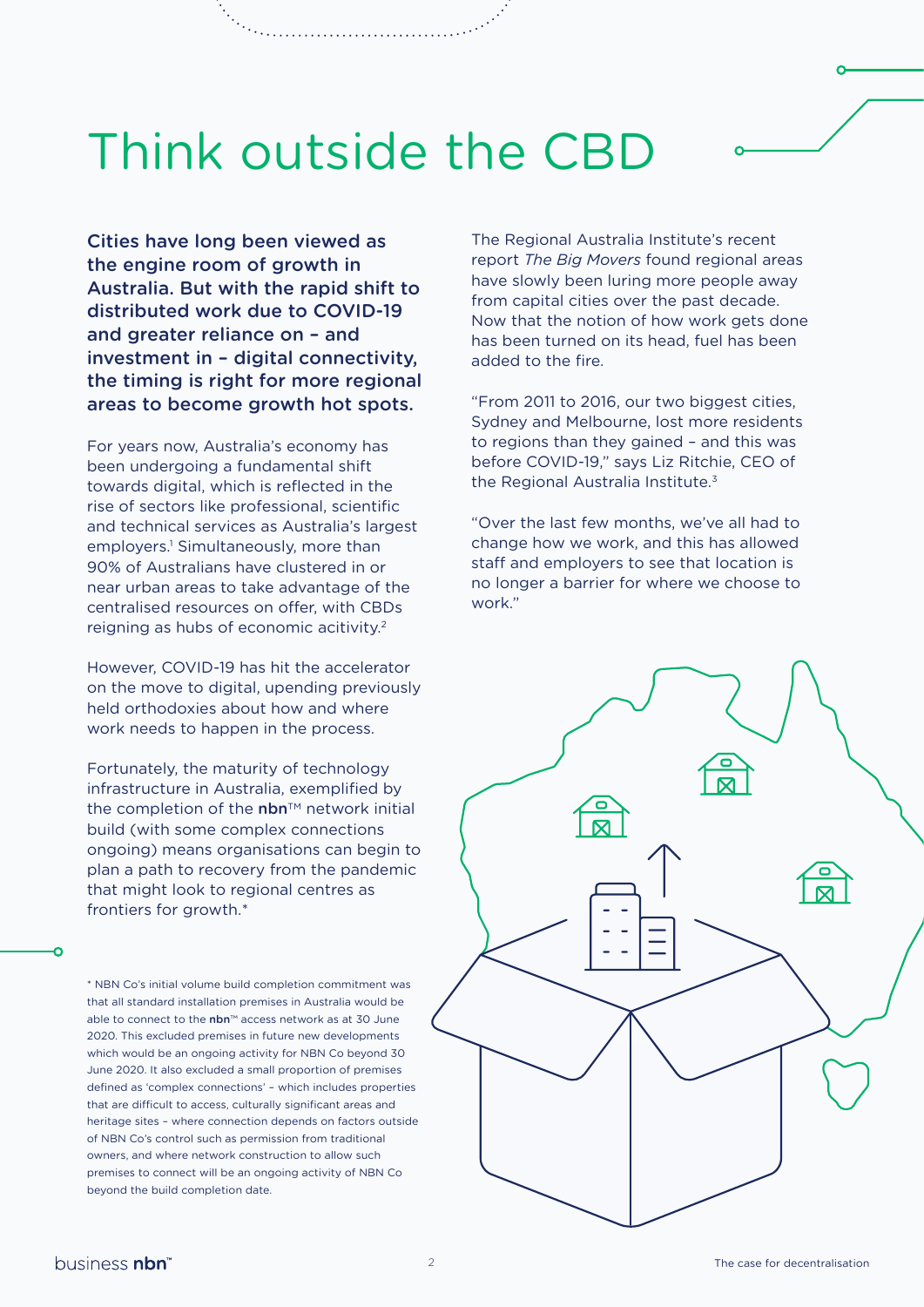# Think outside the CBD

**Cities have long been viewed as the engine room of growth in Australia. But with the rapid shift to distributed work due to COVID-19 and greater reliance on – and investment in – digital connectivity, the timing is right for more regional areas to become growth hot spots.**

For years now, Australia's economy has been undergoing a fundamental shift towards digital, which is reflected in the rise of sectors like professional, scientific and technical services as Australia's largest employers.[1] Simultaneously, more than 90% of Australians have clustered in or near urban areas to take advantage of the centralised resources on offer, with CBDs reigning as hubs of economic acitivity.[2]

However, COVID-19 has hit the accelerator on the move to digital, upending previously held orthodoxies about how and where work needs to happen in the process.

Fortunately, the maturity of technology infrastructure in Australia, exemplified by the completion of the **nbn**™ network initial build (with some complex connections ongoing) means organisations can begin to plan a path to recovery from the pandemic that might look to regional centres as frontiers for growth.*

The Regional Australia Institute's recent report *The Big Movers* found regional areas have slowly been luring more people away from capital cities over the past decade. Now that the notion of how work gets done has been turned on its head, fuel has been added to the fire.

"From 2011 to 2016, our two biggest cities, Sydney and Melbourne, lost more residents to regions than they gained – and this was before COVID-19," says Liz Ritchie, CEO of the Regional Australia Institute.[3]

"Over the last few months, we've all had to change how we work, and this has allowed staff and employers to see that location is no longer a barrier for where we choose to work."

\* NBN Co's initial volume build completion commitment was that all standard installation premises in Australia would be able to connect to the **nbn**™ access network as at 30 June 2020. This excluded premises in future new developments which would be an ongoing activity for NBN Co beyond 30 June 2020. It also excluded a small proportion of premises defined as 'complex connections' – which includes properties that are difficult to access, culturally significant areas and heritage sites – where connection depends on factors outside of NBN Co's control such as permission from traditional owners, and where network construction to allow such premises to connect will be an ongoing activity of NBN Co beyond the build completion date.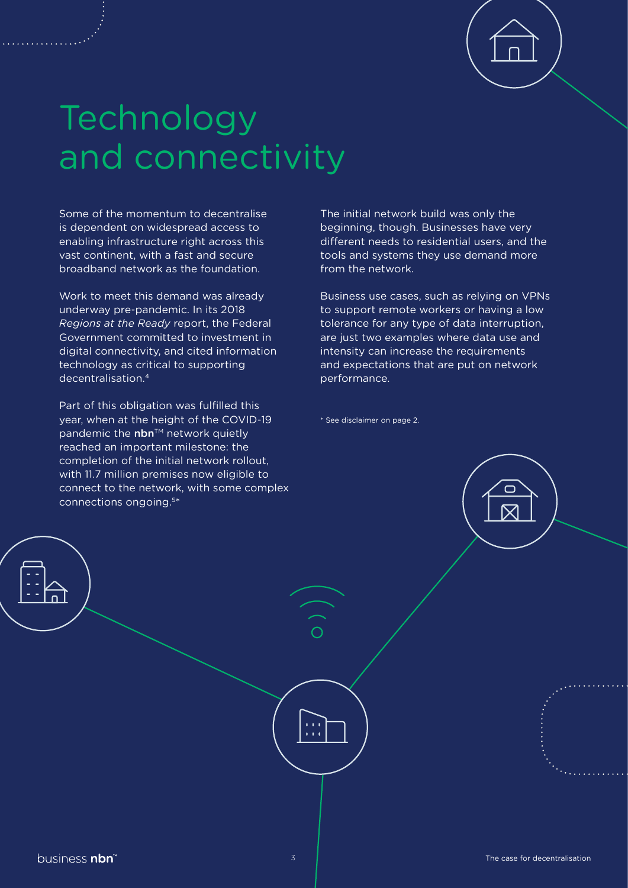# Technology and connectivity

Some of the momentum to decentralise is dependent on widespread access to enabling infrastructure right across this vast continent, with a fast and secure broadband network as the foundation.

Work to meet this demand was already underway pre-pandemic. In its 2018 *Regions at the Ready* report, the Federal Government committed to investment in digital connectivity, and cited information technology as critical to supporting decentralisation.[4]

Part of this obligation was fulfilled this year, when at the height of the COVID-19 pandemic the **nbn**™ network quietly reached an important milestone: the completion of the initial network rollout, with 11.7 million premises now eligible to connect to the network, with some complex connections ongoing.[5*]

The initial network build was only the beginning, though. Businesses have very different needs to residential users, and the tools and systems they use demand more from the network.

Business use cases, such as relying on VPNs to support remote workers or having a low tolerance for any type of data interruption, are just two examples where data use and intensity can increase the requirements and expectations that are put on network performance.

* See disclaimer on page 2.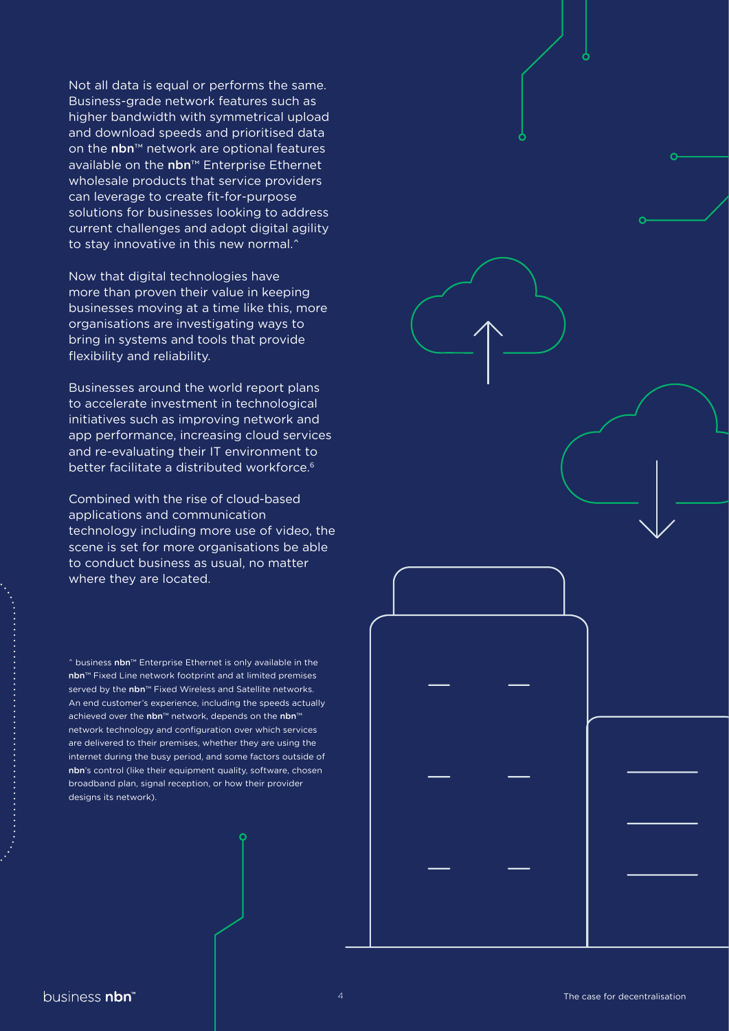Not all data is equal or performs the same. Business-grade network features such as higher bandwidth with symmetrical upload and download speeds and prioritised data on the **nbn**™ network are optional features available on the **nbn**™ Enterprise Ethernet wholesale products that service providers can leverage to create fit-for-purpose solutions for businesses looking to address current challenges and adopt digital agility to stay innovative in this new normal.^

Now that digital technologies have more than proven their value in keeping businesses moving at a time like this, more organisations are investigating ways to bring in systems and tools that provide flexibility and reliability.

Businesses around the world report plans to accelerate investment in technological initiatives such as improving network and app performance, increasing cloud services and re-evaluating their IT environment to better facilitate a distributed workforce.[6]

Combined with the rise of cloud-based applications and communication technology including more use of video, the scene is set for more organisations be able to conduct business as usual, no matter where they are located.

^ business **nbn**™ Enterprise Ethernet is only available in the **nbn**™ Fixed Line network footprint and at limited premises served by the **nbn**™ Fixed Wireless and Satellite networks. An end customer's experience, including the speeds actually achieved over the **nbn**™ network, depends on the **nbn**™ network technology and configuration over which services are delivered to their premises, whether they are using the internet during the busy period, and some factors outside of **nbn**'s control (like their equipment quality, software, chosen broadband plan, signal reception, or how their provider designs its network).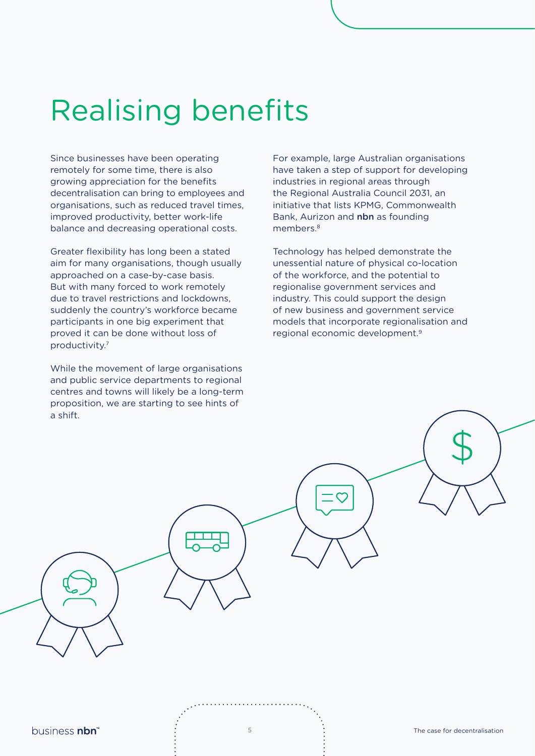# Realising benefits

Since businesses have been operating remotely for some time, there is also growing appreciation for the benefits decentralisation can bring to employees and organisations, such as reduced travel times, improved productivity, better work-life balance and decreasing operational costs.

Greater flexibility has long been a stated aim for many organisations, though usually approached on a case-by-case basis. But with many forced to work remotely due to travel restrictions and lockdowns, suddenly the country's workforce became participants in one big experiment that proved it can be done without loss of productivity.[7]

While the movement of large organisations and public service departments to regional centres and towns will likely be a long-term proposition, we are starting to see hints of a shift.

For example, large Australian organisations have taken a step of support for developing industries in regional areas through the Regional Australia Council 2031, an initiative that lists KPMG, Commonwealth Bank, Aurizon and **nbn** as founding members.[8]

Technology has helped demonstrate the unessential nature of physical co-location of the workforce, and the potential to regionalise government services and industry. This could support the design of new business and government service models that incorporate regionalisation and regional economic development.[9]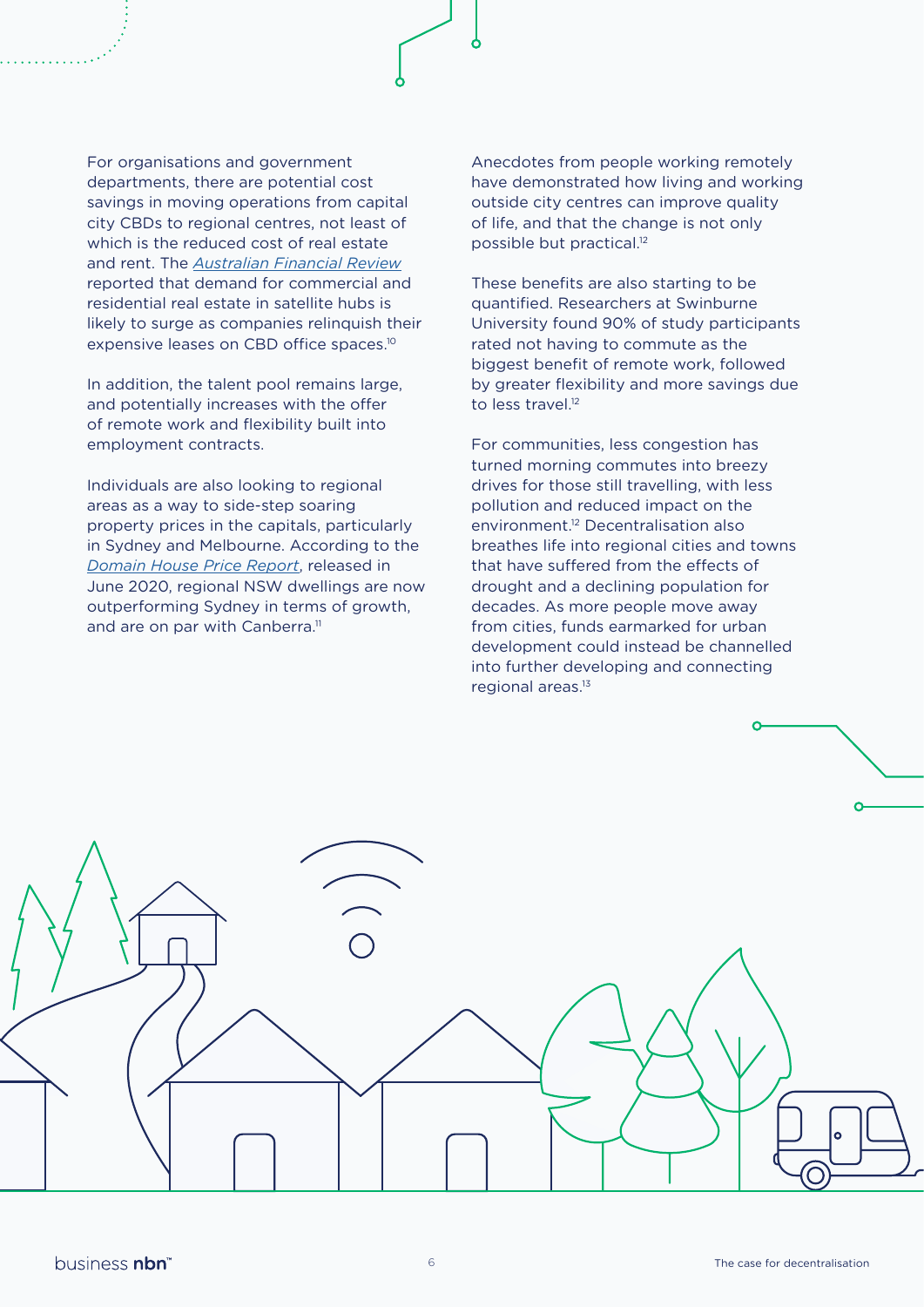For organisations and government departments, there are potential cost savings in moving operations from capital city CBDs to regional centres, not least of which is the reduced cost of real estate and rent. The *Australian Financial Review* reported that demand for commercial and residential real estate in satellite hubs is likely to surge as companies relinquish their expensive leases on CBD office spaces.[10]

In addition, the talent pool remains large, and potentially increases with the offer of remote work and flexibility built into employment contracts.

Individuals are also looking to regional areas as a way to side-step soaring property prices in the capitals, particularly in Sydney and Melbourne. According to the *Domain House Price Report*, released in June 2020, regional NSW dwellings are now outperforming Sydney in terms of growth, and are on par with Canberra.[11]

Anecdotes from people working remotely have demonstrated how living and working outside city centres can improve quality of life, and that the change is not only possible but practical.[12]

These benefits are also starting to be quantified. Researchers at Swinburne University found 90% of study participants rated not having to commute as the biggest benefit of remote work, followed by greater flexibility and more savings due to less travel.[12]

For communities, less congestion has turned morning commutes into breezy drives for those still travelling, with less pollution and reduced impact on the environment.[12] Decentralisation also breathes life into regional cities and towns that have suffered from the effects of drought and a declining population for decades. As more people move away from cities, funds earmarked for urban development could instead be channelled into further developing and connecting regional areas.[13]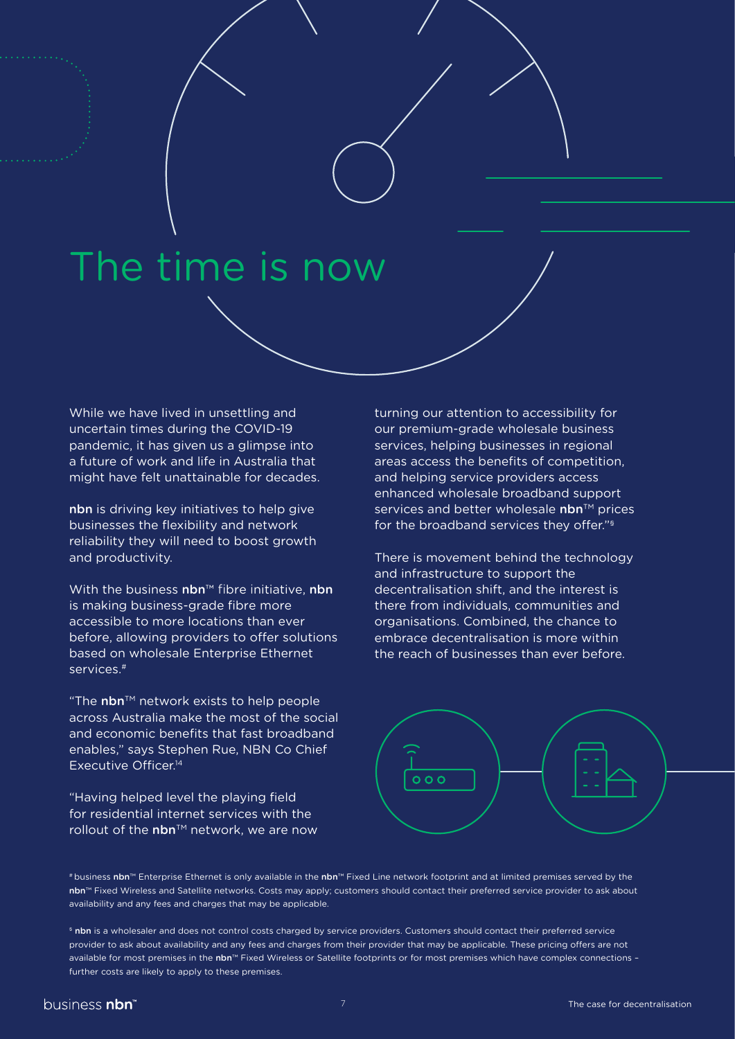# The time is now

While we have lived in unsettling and uncertain times during the COVID-19 pandemic, it has given us a glimpse into a future of work and life in Australia that might have felt unattainable for decades.

**nbn** is driving key initiatives to help give businesses the flexibility and network reliability they will need to boost growth and productivity.

With the business **nbn**™ fibre initiative, **nbn** is making business-grade fibre more accessible to more locations than ever before, allowing providers to offer solutions based on wholesale Enterprise Ethernet services.[#]

"The **nbn**™ network exists to help people across Australia make the most of the social and economic benefits that fast broadband enables," says Stephen Rue, NBN Co Chief Executive Officer.[14]

"Having helped level the playing field for residential internet services with the rollout of the **nbn**™ network, we are now turning our attention to accessibility for our premium-grade wholesale business services, helping businesses in regional areas access the benefits of competition, and helping service providers access enhanced wholesale broadband support services and better wholesale **nbn**™ prices for the broadband services they offer."[§]

There is movement behind the technology and infrastructure to support the decentralisation shift, and the interest is there from individuals, communities and organisations. Combined, the chance to embrace decentralisation is more within the reach of businesses than ever before.

[#] business **nbn**™ Enterprise Ethernet is only available in the **nbn**™ Fixed Line network footprint and at limited premises served by the **nbn**™ Fixed Wireless and Satellite networks. Costs may apply; customers should contact their preferred service provider to ask about availability and any fees and charges that may be applicable.

[§] **nbn** is a wholesaler and does not control costs charged by service providers. Customers should contact their preferred service provider to ask about availability and any fees and charges from their provider that may be applicable. These pricing offers are not available for most premises in the **nbn**™ Fixed Wireless or Satellite footprints or for most premises which have complex connections – further costs are likely to apply to these premises.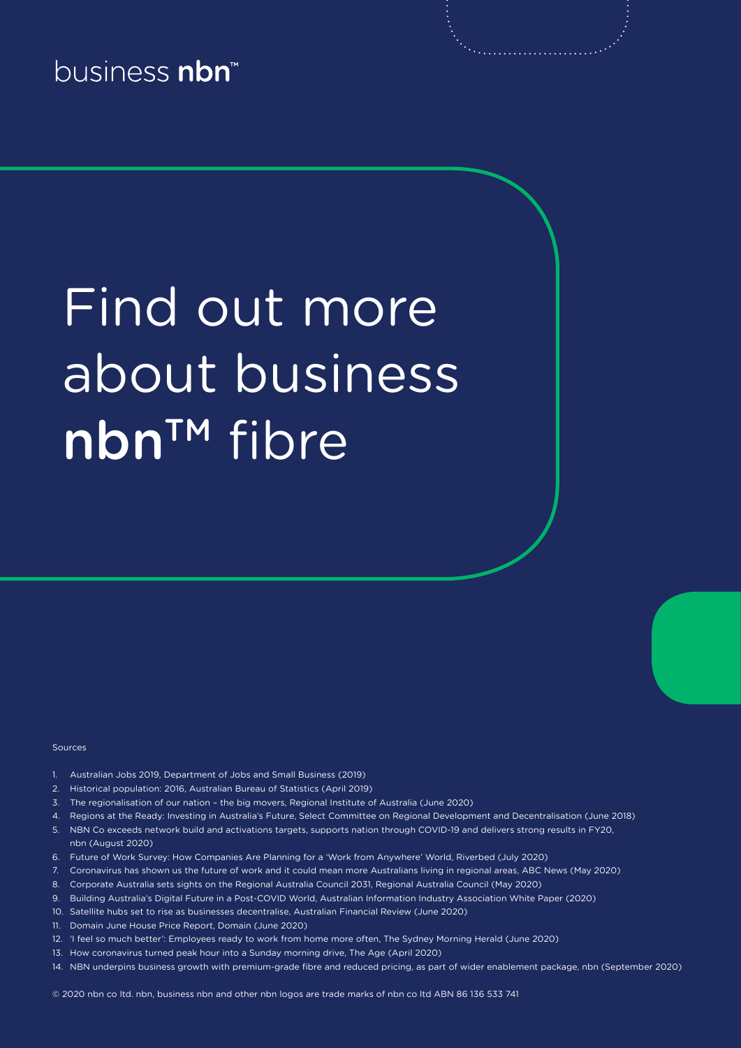business nbn™

# Find out more about business nbn™ fibre

Sources

1. Australian Jobs 2019, Department of Jobs and Small Business (2019)
2. Historical population: 2016, Australian Bureau of Statistics (April 2019)
3. The regionalisation of our nation – the big movers, Regional Institute of Australia (June 2020)
4. Regions at the Ready: Investing in Australia's Future, Select Committee on Regional Development and Decentralisation (June 2018)
5. NBN Co exceeds network build and activations targets, supports nation through COVID-19 and delivers strong results in FY20, nbn (August 2020)
6. Future of Work Survey: How Companies Are Planning for a 'Work from Anywhere' World, Riverbed (July 2020)
7. Coronavirus has shown us the future of work and it could mean more Australians living in regional areas, ABC News (May 2020)
8. Corporate Australia sets sights on the Regional Australia Council 2031, Regional Australia Council (May 2020)
9. Building Australia's Digital Future in a Post-COVID World, Australian Information Industry Association White Paper (2020)
10. Satellite hubs set to rise as businesses decentralise, Australian Financial Review (June 2020)
11. Domain June House Price Report, Domain (June 2020)
12. 'I feel so much better': Employees ready to work from home more often, The Sydney Morning Herald (June 2020)
13. How coronavirus turned peak hour into a Sunday morning drive, The Age (April 2020)
14. NBN underpins business growth with premium-grade fibre and reduced pricing, as part of wider enablement package, nbn (September 2020)

© 2020 nbn co ltd. nbn, business nbn and other nbn logos are trade marks of nbn co ltd ABN 86 136 533 741